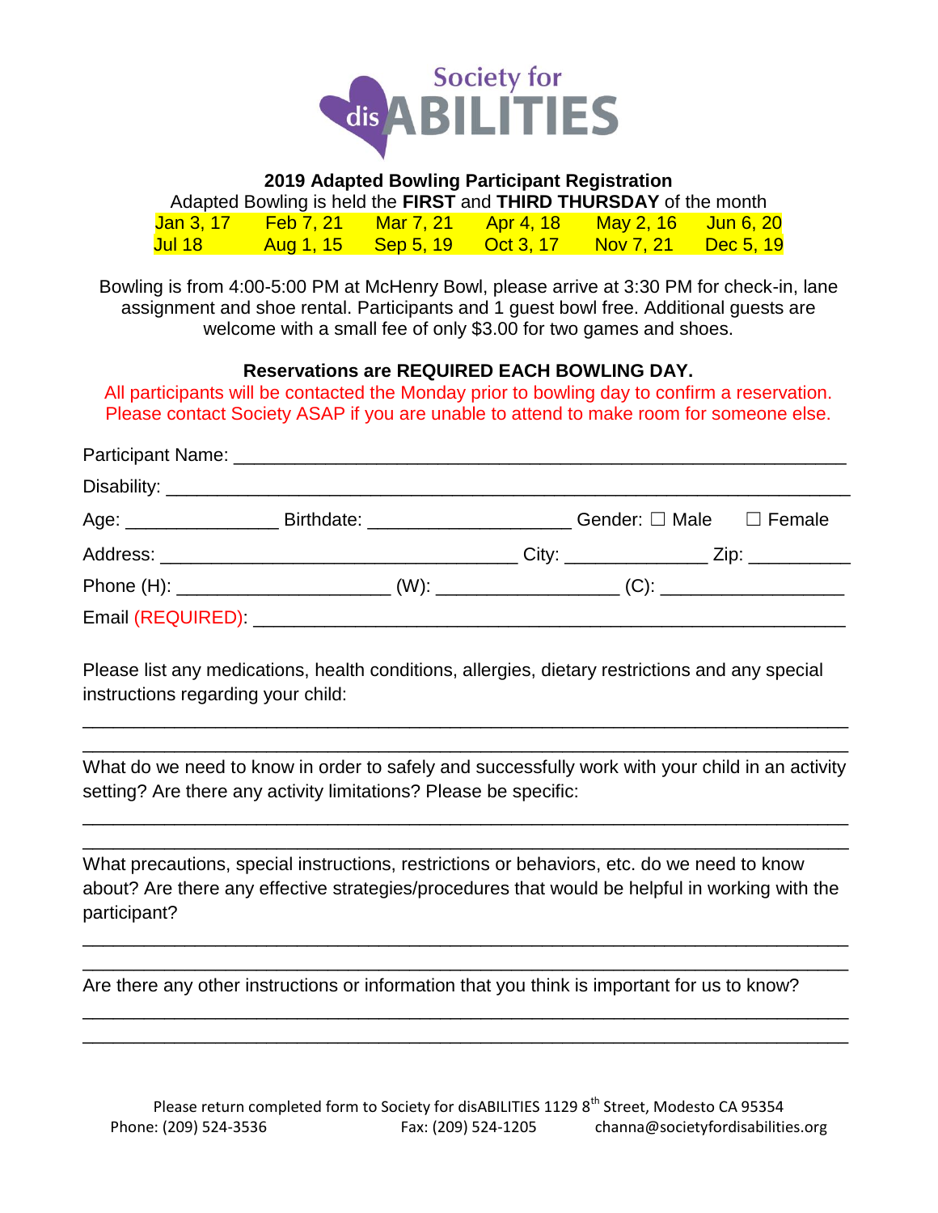Society for disABILITIES

## 2019 Adapted Bowling Participant Registration

Adapted Bowling is held the **FIRST** and **THIRD THURSDAY** of the month

| | | | | | |
|---|---|---|---|---|---|
| Jan 3, 17 | Feb 7, 21 | Mar 7, 21 | Apr 4, 18 | May 2, 16 | Jun 6, 20 |
| Jul 18 | Aug 1, 15 | Sep 5, 19 | Oct 3, 17 | Nov 7, 21 | Dec 5, 19 |

Bowling is from 4:00-5:00 PM at McHenry Bowl, please arrive at 3:30 PM for check-in, lane assignment and shoe rental. Participants and 1 guest bowl free. Additional guests are welcome with a small fee of only $3.00 for two games and shoes.

**Reservations are REQUIRED EACH BOWLING DAY.**

All participants will be contacted the Monday prior to bowling day to confirm a reservation. Please contact Society ASAP if you are unable to attend to make room for someone else.

Participant Name: ____________________________________________________________

Disability: ____________________________________________________________

Age: _______________ Birthdate: ____________________ Gender: ☐ Male ☐ Female

Address: ___________________________________ City: ______________ Zip: __________

Phone (H): _____________________ (W): __________________ (C): __________________

Email (REQUIRED): ____________________________________________________________

Please list any medications, health conditions, allergies, dietary restrictions and any special instructions regarding your child:

____________________________________________________________________________

____________________________________________________________________________

What do we need to know in order to safely and successfully work with your child in an activity setting? Are there any activity limitations? Please be specific:

____________________________________________________________________________

____________________________________________________________________________

What precautions, special instructions, restrictions or behaviors, etc. do we need to know about? Are there any effective strategies/procedures that would be helpful in working with the participant?

____________________________________________________________________________

____________________________________________________________________________

Are there any other instructions or information that you think is important for us to know?

____________________________________________________________________________

____________________________________________________________________________

Please return completed form to Society for disABILITIES 1129 8th Street, Modesto CA 95354

Phone: (209) 524-3536 Fax: (209) 524-1205 channa@societyfordisabilities.org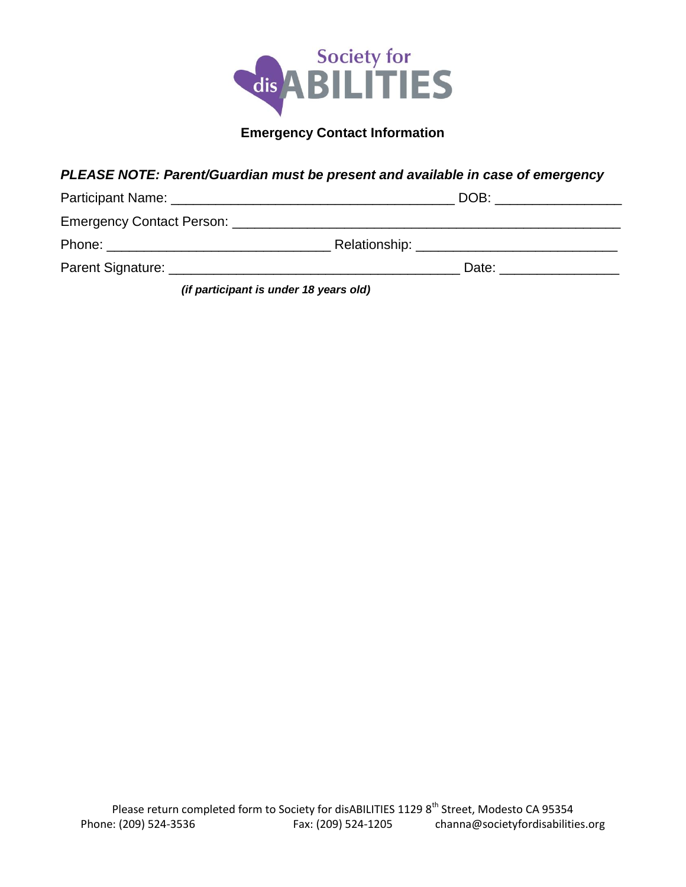Society for disABILITIES

## Emergency Contact Information

***PLEASE NOTE: Parent/Guardian must be present and available in case of emergency***

Participant Name: ______________________________________ DOB: ________________

Emergency Contact Person: ____________________________________________________

Phone: ______________________________ Relationship: ___________________________

Parent Signature: _______________________________________ Date: _______________

***(if participant is under 18 years old)***

Please return completed form to Society for disABILITIES 1129 8th Street, Modesto CA 95354
Phone: (209) 524-3536 Fax: (209) 524-1205 channa@societyfordisabilities.org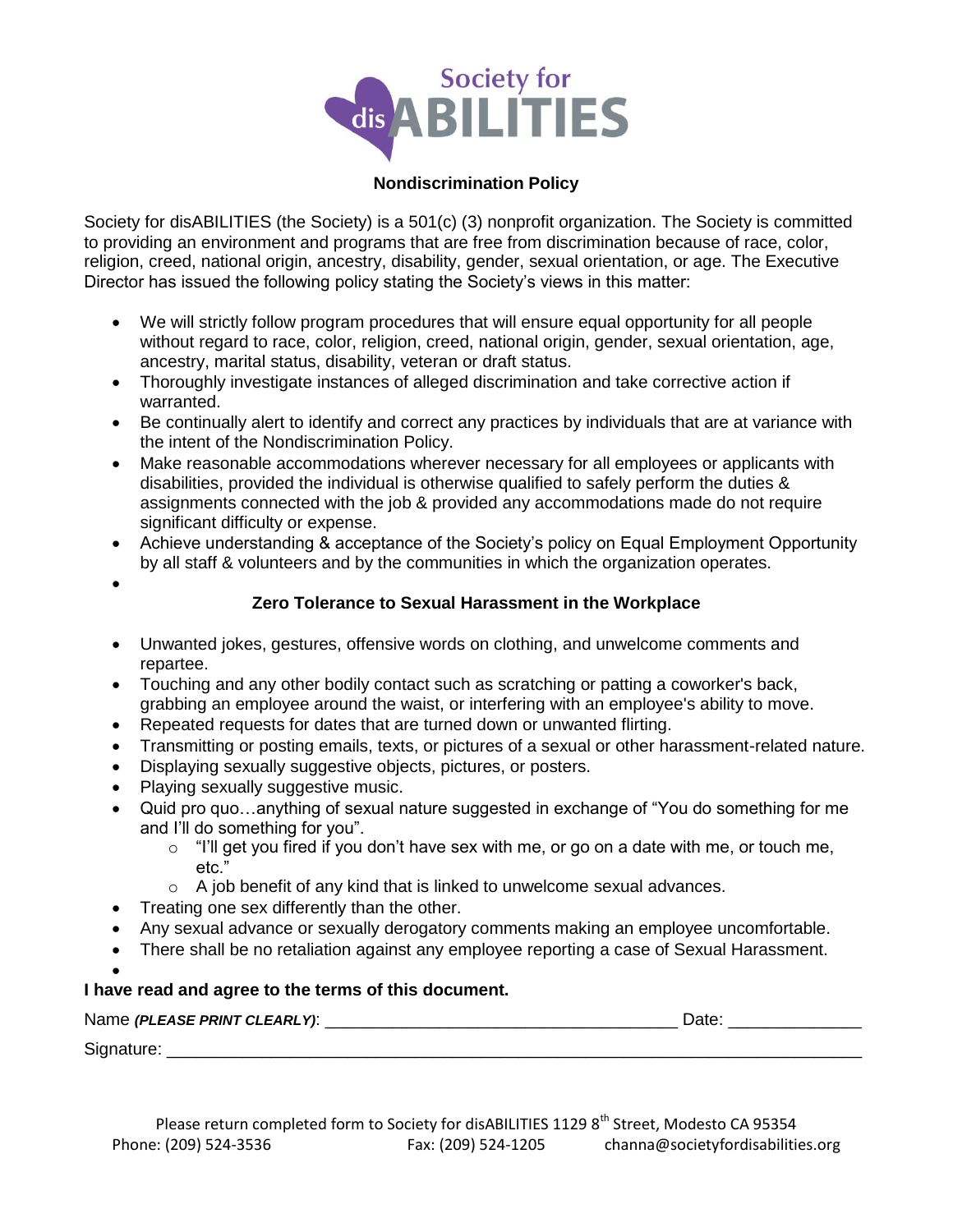Society for disABILITIES

### Nondiscrimination Policy

Society for disABILITIES (the Society) is a 501(c) (3) nonprofit organization. The Society is committed to providing an environment and programs that are free from discrimination because of race, color, religion, creed, national origin, ancestry, disability, gender, sexual orientation, or age. The Executive Director has issued the following policy stating the Society's views in this matter:

- We will strictly follow program procedures that will ensure equal opportunity for all people without regard to race, color, religion, creed, national origin, gender, sexual orientation, age, ancestry, marital status, disability, veteran or draft status.
- Thoroughly investigate instances of alleged discrimination and take corrective action if warranted.
- Be continually alert to identify and correct any practices by individuals that are at variance with the intent of the Nondiscrimination Policy.
- Make reasonable accommodations wherever necessary for all employees or applicants with disabilities, provided the individual is otherwise qualified to safely perform the duties & assignments connected with the job & provided any accommodations made do not require significant difficulty or expense.
- Achieve understanding & acceptance of the Society's policy on Equal Employment Opportunity by all staff & volunteers and by the communities in which the organization operates.

### Zero Tolerance to Sexual Harassment in the Workplace

- Unwanted jokes, gestures, offensive words on clothing, and unwelcome comments and repartee.
- Touching and any other bodily contact such as scratching or patting a coworker's back, grabbing an employee around the waist, or interfering with an employee's ability to move.
- Repeated requests for dates that are turned down or unwanted flirting.
- Transmitting or posting emails, texts, or pictures of a sexual or other harassment-related nature.
- Displaying sexually suggestive objects, pictures, or posters.
- Playing sexually suggestive music.
- Quid pro quo…anything of sexual nature suggested in exchange of "You do something for me and I'll do something for you".
  - "I'll get you fired if you don't have sex with me, or go on a date with me, or touch me, etc."
  - A job benefit of any kind that is linked to unwelcome sexual advances.
- Treating one sex differently than the other.
- Any sexual advance or sexually derogatory comments making an employee uncomfortable.
- There shall be no retaliation against any employee reporting a case of Sexual Harassment.

**I have read and agree to the terms of this document.**

Name ***(PLEASE PRINT CLEARLY)***: ____________________________________ Date: ______________

Signature: ____________________________________________________________________________

Please return completed form to Society for disABILITIES 1129 8th Street, Modesto CA 95354
Phone: (209) 524-3536 Fax: (209) 524-1205 channa@societyfordisabilities.org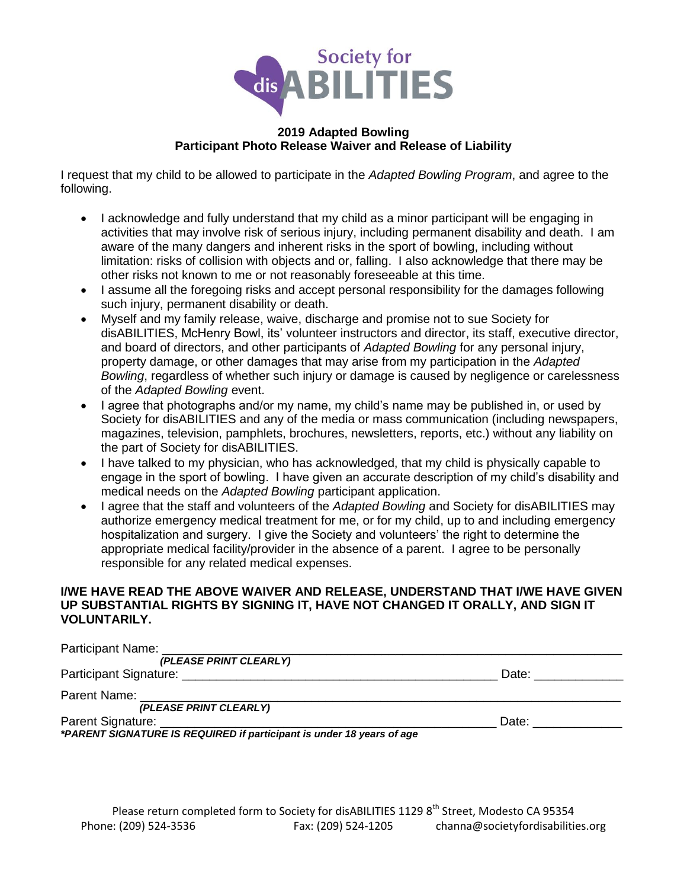Society for disABILITIES

**2019 Adapted Bowling**
**Participant Photo Release Waiver and Release of Liability**

I request that my child to be allowed to participate in the *Adapted Bowling Program*, and agree to the following.

- I acknowledge and fully understand that my child as a minor participant will be engaging in activities that may involve risk of serious injury, including permanent disability and death. I am aware of the many dangers and inherent risks in the sport of bowling, including without limitation: risks of collision with objects and or, falling. I also acknowledge that there may be other risks not known to me or not reasonably foreseeable at this time.
- I assume all the foregoing risks and accept personal responsibility for the damages following such injury, permanent disability or death.
- Myself and my family release, waive, discharge and promise not to sue Society for disABILITIES, McHenry Bowl, its' volunteer instructors and director, its staff, executive director, and board of directors, and other participants of *Adapted Bowling* for any personal injury, property damage, or other damages that may arise from my participation in the *Adapted Bowling*, regardless of whether such injury or damage is caused by negligence or carelessness of the *Adapted Bowling* event.
- I agree that photographs and/or my name, my child's name may be published in, or used by Society for disABILITIES and any of the media or mass communication (including newspapers, magazines, television, pamphlets, brochures, newsletters, reports, etc.) without any liability on the part of Society for disABILITIES.
- I have talked to my physician, who has acknowledged, that my child is physically capable to engage in the sport of bowling. I have given an accurate description of my child's disability and medical needs on the *Adapted Bowling* participant application.
- I agree that the staff and volunteers of the *Adapted Bowling* and Society for disABILITIES may authorize emergency medical treatment for me, or for my child, up to and including emergency hospitalization and surgery. I give the Society and volunteers' the right to determine the appropriate medical facility/provider in the absence of a parent. I agree to be personally responsible for any related medical expenses.

**I/WE HAVE READ THE ABOVE WAIVER AND RELEASE, UNDERSTAND THAT I/WE HAVE GIVEN UP SUBSTANTIAL RIGHTS BY SIGNING IT, HAVE NOT CHANGED IT ORALLY, AND SIGN IT VOLUNTARILY.**

Participant Name: ______________________________________________________________
***(PLEASE PRINT CLEARLY)***

Participant Signature: _______________________________________________ Date: _____________

Parent Name: __________________________________________________________________
***(PLEASE PRINT CLEARLY)***

Parent Signature: ________________________________________________ Date: _____________

***\*PARENT SIGNATURE IS REQUIRED if participant is under 18 years of age***

Please return completed form to Society for disABILITIES 1129 8th Street, Modesto CA 95354
Phone: (209) 524-3536 Fax: (209) 524-1205 channa@societyfordisabilities.org